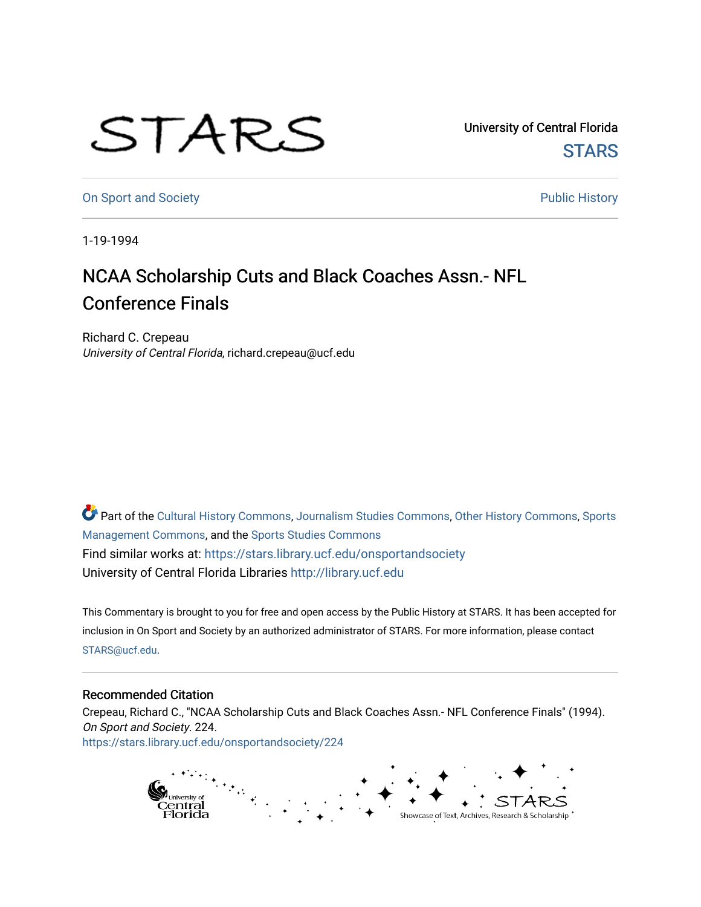University of Central Florida

STARS

On Sport and Society

Public History

1-19-1994

# NCAA Scholarship Cuts and Black Coaches Assn.- NFL Conference Finals

Richard C. Crepeau

*University of Central Florida*, richard.crepeau@ucf.edu

Part of the Cultural History Commons, Journalism Studies Commons, Other History Commons, Sports Management Commons, and the Sports Studies Commons

Find similar works at: https://stars.library.ucf.edu/onsportandsociety

University of Central Florida Libraries http://library.ucf.edu

This Commentary is brought to you for free and open access by the Public History at STARS. It has been accepted for inclusion in On Sport and Society by an authorized administrator of STARS. For more information, please contact STARS@ucf.edu.

## Recommended Citation

Crepeau, Richard C., "NCAA Scholarship Cuts and Black Coaches Assn.- NFL Conference Finals" (1994). *On Sport and Society*. 224.

https://stars.library.ucf.edu/onsportandsociety/224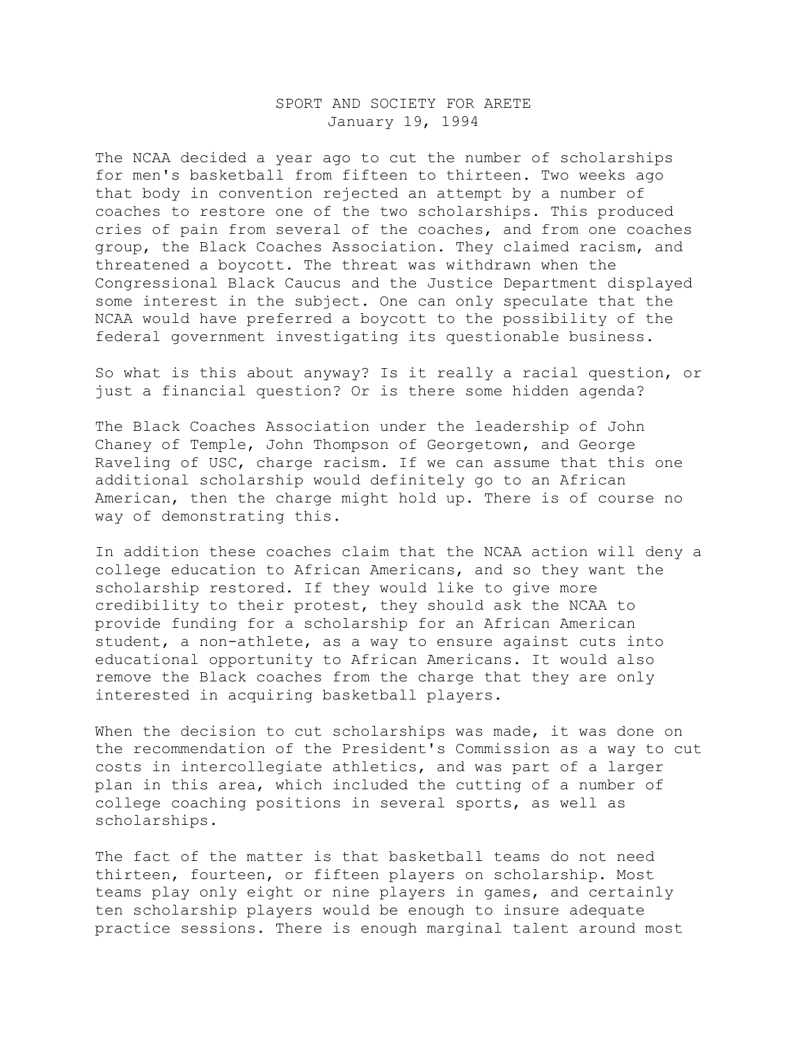# SPORT AND SOCIETY FOR ARETE

January 19, 1994

The NCAA decided a year ago to cut the number of scholarships for men's basketball from fifteen to thirteen. Two weeks ago that body in convention rejected an attempt by a number of coaches to restore one of the two scholarships. This produced cries of pain from several of the coaches, and from one coaches group, the Black Coaches Association. They claimed racism, and threatened a boycott. The threat was withdrawn when the Congressional Black Caucus and the Justice Department displayed some interest in the subject. One can only speculate that the NCAA would have preferred a boycott to the possibility of the federal government investigating its questionable business.

So what is this about anyway? Is it really a racial question, or just a financial question? Or is there some hidden agenda?

The Black Coaches Association under the leadership of John Chaney of Temple, John Thompson of Georgetown, and George Raveling of USC, charge racism. If we can assume that this one additional scholarship would definitely go to an African American, then the charge might hold up. There is of course no way of demonstrating this.

In addition these coaches claim that the NCAA action will deny a college education to African Americans, and so they want the scholarship restored. If they would like to give more credibility to their protest, they should ask the NCAA to provide funding for a scholarship for an African American student, a non-athlete, as a way to ensure against cuts into educational opportunity to African Americans. It would also remove the Black coaches from the charge that they are only interested in acquiring basketball players.

When the decision to cut scholarships was made, it was done on the recommendation of the President's Commission as a way to cut costs in intercollegiate athletics, and was part of a larger plan in this area, which included the cutting of a number of college coaching positions in several sports, as well as scholarships.

The fact of the matter is that basketball teams do not need thirteen, fourteen, or fifteen players on scholarship. Most teams play only eight or nine players in games, and certainly ten scholarship players would be enough to insure adequate practice sessions. There is enough marginal talent around most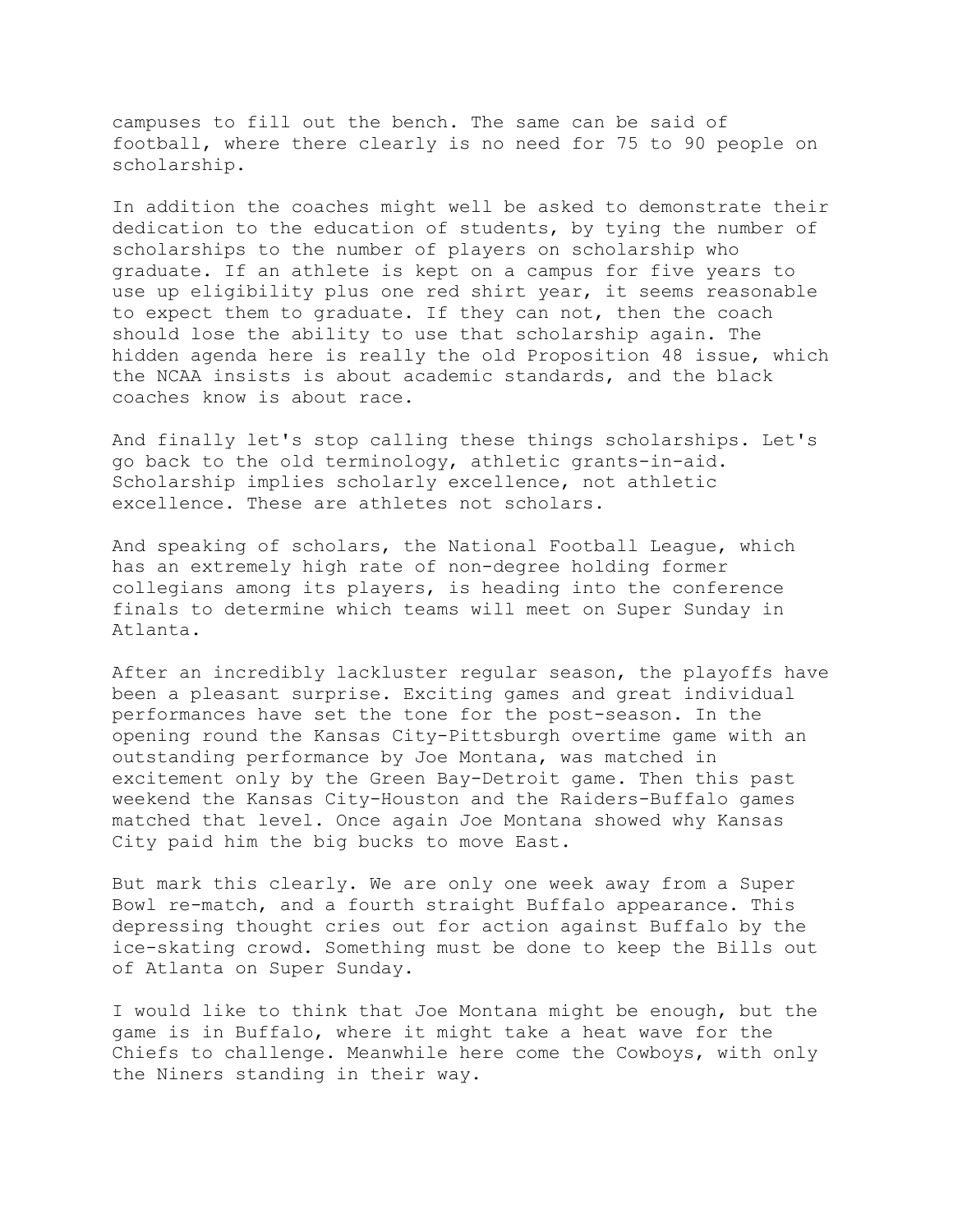campuses to fill out the bench. The same can be said of football, where there clearly is no need for 75 to 90 people on scholarship.

In addition the coaches might well be asked to demonstrate their dedication to the education of students, by tying the number of scholarships to the number of players on scholarship who graduate. If an athlete is kept on a campus for five years to use up eligibility plus one red shirt year, it seems reasonable to expect them to graduate. If they can not, then the coach should lose the ability to use that scholarship again. The hidden agenda here is really the old Proposition 48 issue, which the NCAA insists is about academic standards, and the black coaches know is about race.

And finally let's stop calling these things scholarships. Let's go back to the old terminology, athletic grants-in-aid. Scholarship implies scholarly excellence, not athletic excellence. These are athletes not scholars.

And speaking of scholars, the National Football League, which has an extremely high rate of non-degree holding former collegians among its players, is heading into the conference finals to determine which teams will meet on Super Sunday in Atlanta.

After an incredibly lackluster regular season, the playoffs have been a pleasant surprise. Exciting games and great individual performances have set the tone for the post-season. In the opening round the Kansas City-Pittsburgh overtime game with an outstanding performance by Joe Montana, was matched in excitement only by the Green Bay-Detroit game. Then this past weekend the Kansas City-Houston and the Raiders-Buffalo games matched that level. Once again Joe Montana showed why Kansas City paid him the big bucks to move East.

But mark this clearly. We are only one week away from a Super Bowl re-match, and a fourth straight Buffalo appearance. This depressing thought cries out for action against Buffalo by the ice-skating crowd. Something must be done to keep the Bills out of Atlanta on Super Sunday.

I would like to think that Joe Montana might be enough, but the game is in Buffalo, where it might take a heat wave for the Chiefs to challenge. Meanwhile here come the Cowboys, with only the Niners standing in their way.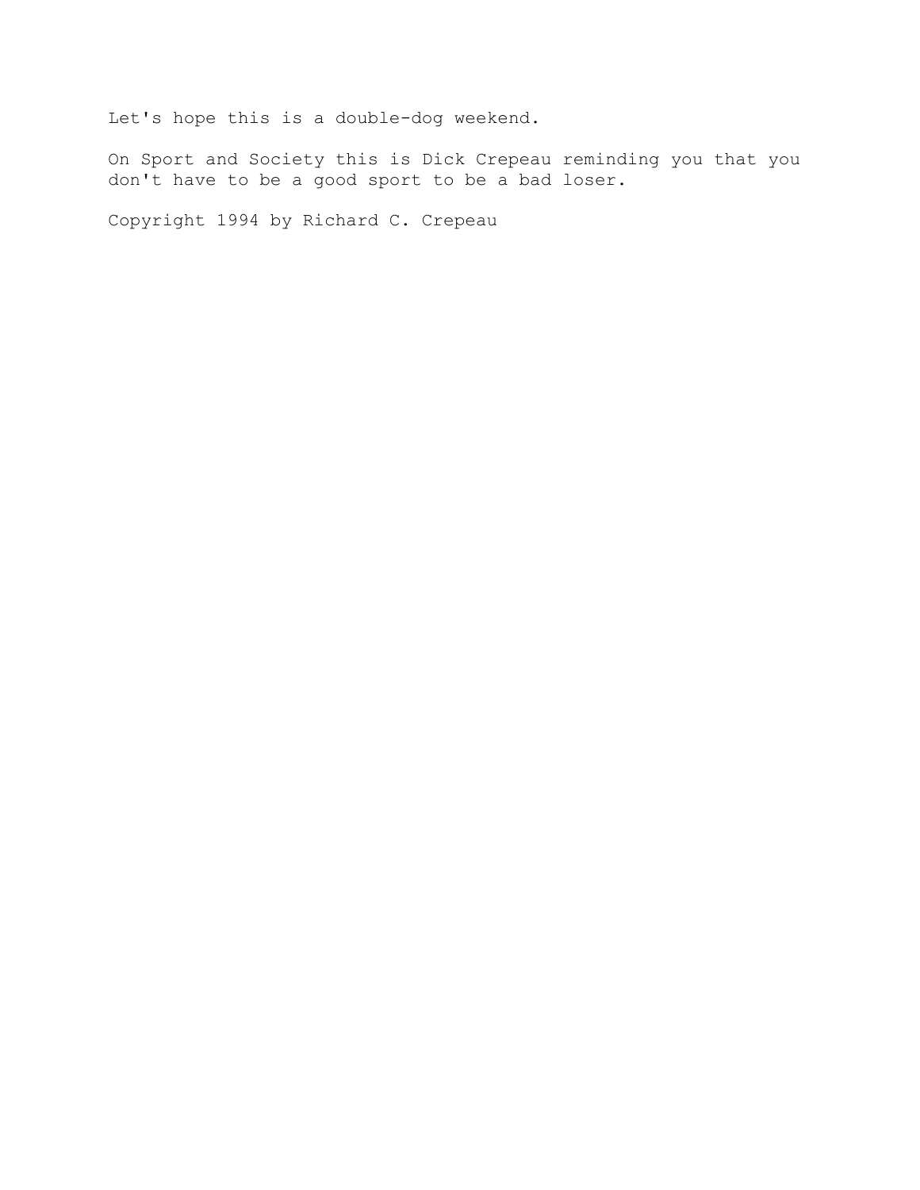Let's hope this is a double-dog weekend.

On Sport and Society this is Dick Crepeau reminding you that you don't have to be a good sport to be a bad loser.

Copyright 1994 by Richard C. Crepeau